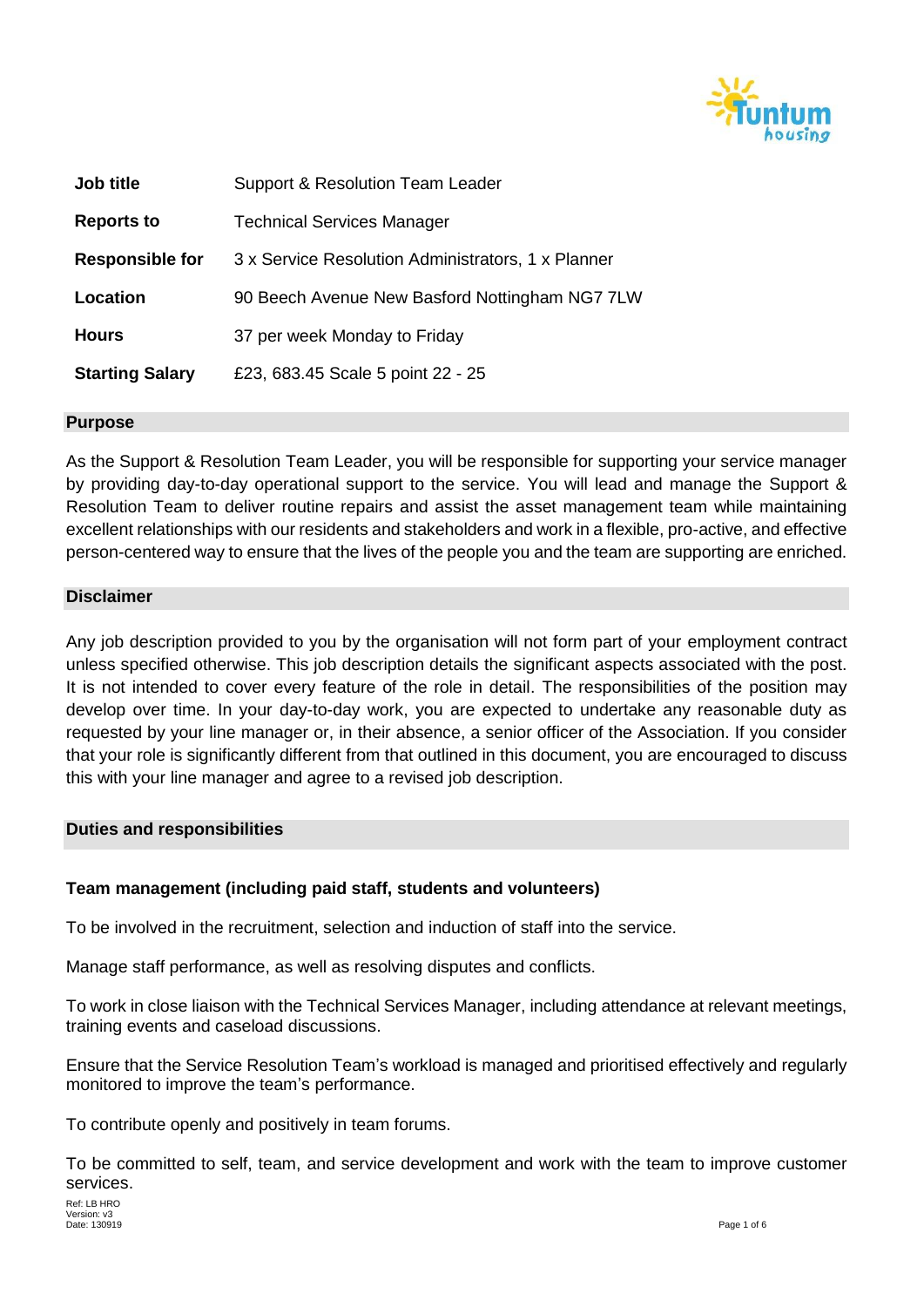| | |
|---|---|
| **Job title** | Support & Resolution Team Leader |
| **Reports to** | Technical Services Manager |
| **Responsible for** | 3 x Service Resolution Administrators, 1 x Planner |
| **Location** | 90 Beech Avenue New Basford Nottingham NG7 7LW |
| **Hours** | 37 per week Monday to Friday |
| **Starting Salary** | £23, 683.45 Scale 5 point 22 - 25 |

## Purpose

As the Support & Resolution Team Leader, you will be responsible for supporting your service manager by providing day-to-day operational support to the service. You will lead and manage the Support & Resolution Team to deliver routine repairs and assist the asset management team while maintaining excellent relationships with our residents and stakeholders and work in a flexible, pro-active, and effective person-centered way to ensure that the lives of the people you and the team are supporting are enriched.

## Disclaimer

Any job description provided to you by the organisation will not form part of your employment contract unless specified otherwise. This job description details the significant aspects associated with the post. It is not intended to cover every feature of the role in detail. The responsibilities of the position may develop over time. In your day-to-day work, you are expected to undertake any reasonable duty as requested by your line manager or, in their absence, a senior officer of the Association. If you consider that your role is significantly different from that outlined in this document, you are encouraged to discuss this with your line manager and agree to a revised job description.

## Duties and responsibilities

### Team management (including paid staff, students and volunteers)

To be involved in the recruitment, selection and induction of staff into the service.

Manage staff performance, as well as resolving disputes and conflicts.

To work in close liaison with the Technical Services Manager, including attendance at relevant meetings, training events and caseload discussions.

Ensure that the Service Resolution Team's workload is managed and prioritised effectively and regularly monitored to improve the team's performance.

To contribute openly and positively in team forums.

To be committed to self, team, and service development and work with the team to improve customer services.

Ref: LB HRO
Version: v3
Date: 130919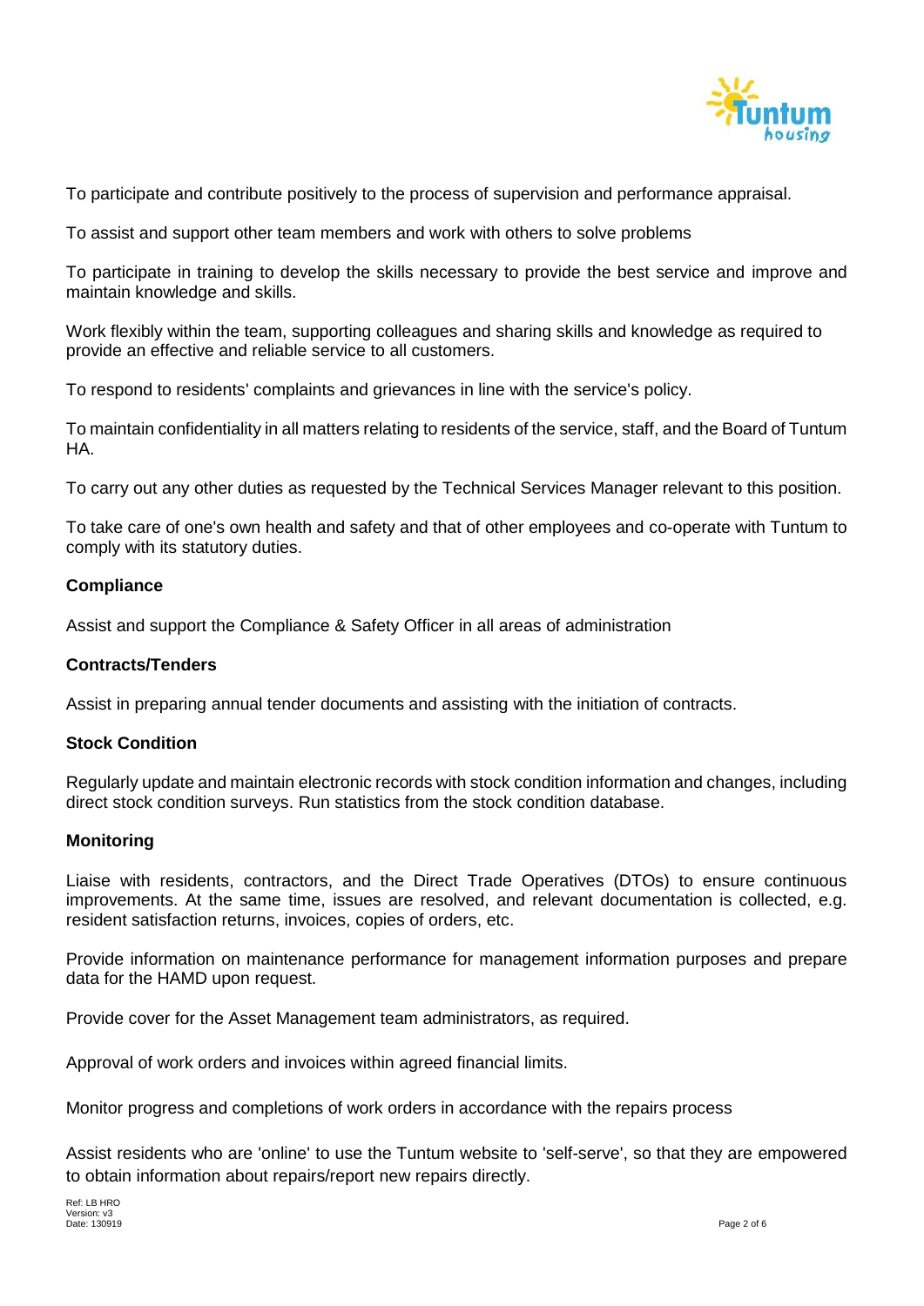To participate and contribute positively to the process of supervision and performance appraisal.

To assist and support other team members and work with others to solve problems

To participate in training to develop the skills necessary to provide the best service and improve and maintain knowledge and skills.

Work flexibly within the team, supporting colleagues and sharing skills and knowledge as required to provide an effective and reliable service to all customers.

To respond to residents' complaints and grievances in line with the service's policy.

To maintain confidentiality in all matters relating to residents of the service, staff, and the Board of Tuntum HA.

To carry out any other duties as requested by the Technical Services Manager relevant to this position.

To take care of one's own health and safety and that of other employees and co-operate with Tuntum to comply with its statutory duties.

**Compliance**

Assist and support the Compliance & Safety Officer in all areas of administration

**Contracts/Tenders**

Assist in preparing annual tender documents and assisting with the initiation of contracts.

**Stock Condition**

Regularly update and maintain electronic records with stock condition information and changes, including direct stock condition surveys. Run statistics from the stock condition database.

**Monitoring**

Liaise with residents, contractors, and the Direct Trade Operatives (DTOs) to ensure continuous improvements. At the same time, issues are resolved, and relevant documentation is collected, e.g. resident satisfaction returns, invoices, copies of orders, etc.

Provide information on maintenance performance for management information purposes and prepare data for the HAMD upon request.

Provide cover for the Asset Management team administrators, as required.

Approval of work orders and invoices within agreed financial limits.

Monitor progress and completions of work orders in accordance with the repairs process

Assist residents who are 'online' to use the Tuntum website to 'self-serve', so that they are empowered to obtain information about repairs/report new repairs directly.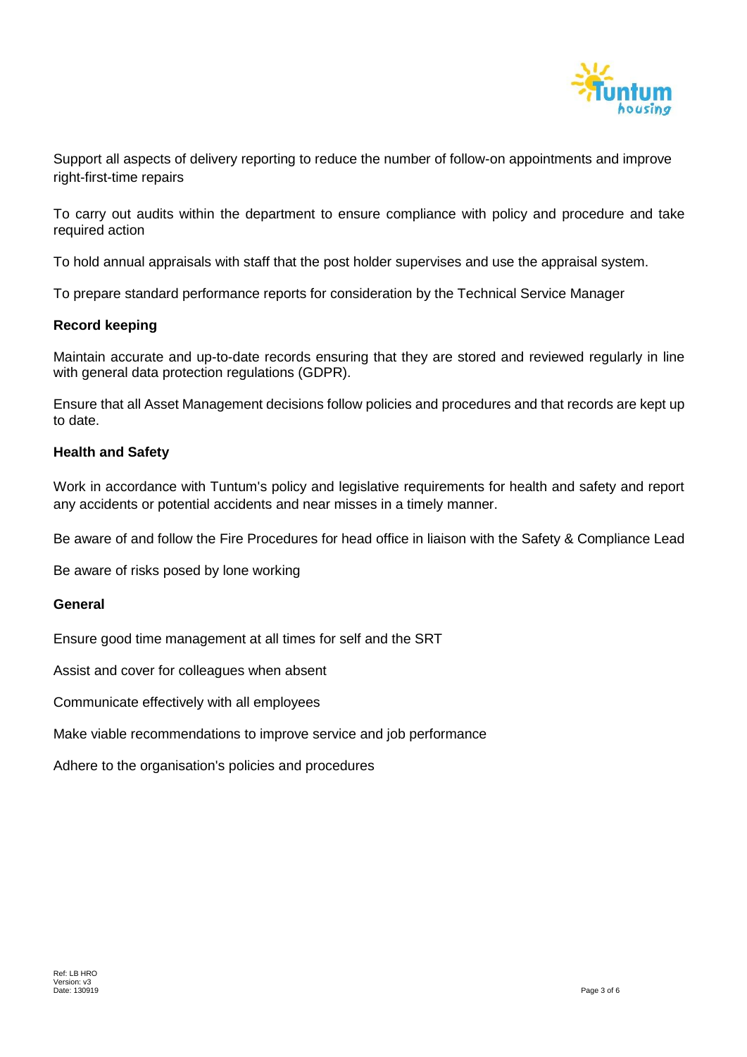Support all aspects of delivery reporting to reduce the number of follow-on appointments and improve right-first-time repairs

To carry out audits within the department to ensure compliance with policy and procedure and take required action

To hold annual appraisals with staff that the post holder supervises and use the appraisal system.

To prepare standard performance reports for consideration by the Technical Service Manager

**Record keeping**

Maintain accurate and up-to-date records ensuring that they are stored and reviewed regularly in line with general data protection regulations (GDPR).

Ensure that all Asset Management decisions follow policies and procedures and that records are kept up to date.

**Health and Safety**

Work in accordance with Tuntum's policy and legislative requirements for health and safety and report any accidents or potential accidents and near misses in a timely manner.

Be aware of and follow the Fire Procedures for head office in liaison with the Safety & Compliance Lead

Be aware of risks posed by lone working

**General**

Ensure good time management at all times for self and the SRT

Assist and cover for colleagues when absent

Communicate effectively with all employees

Make viable recommendations to improve service and job performance

Adhere to the organisation's policies and procedures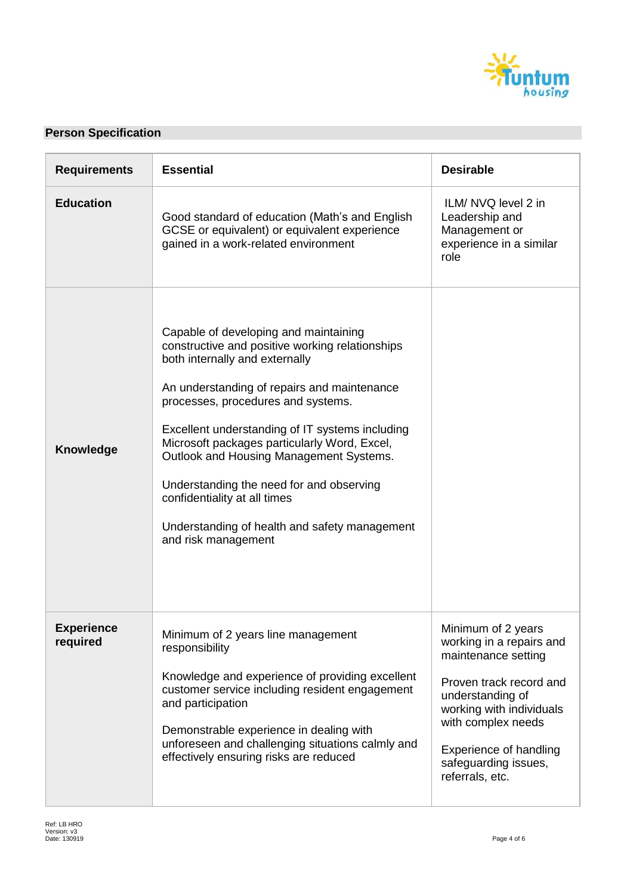## Person Specification

| Requirements | Essential | Desirable |
|---|---|---|
| **Education** | Good standard of education (Math's and English GCSE or equivalent) or equivalent experience gained in a work-related environment | ILM/ NVQ level 2 in Leadership and Management or experience in a similar role |
| **Knowledge** | Capable of developing and maintaining constructive and positive working relationships both internally and externally<br><br>An understanding of repairs and maintenance processes, procedures and systems.<br><br>Excellent understanding of IT systems including Microsoft packages particularly Word, Excel, Outlook and Housing Management Systems.<br><br>Understanding the need for and observing confidentiality at all times<br><br>Understanding of health and safety management and risk management | |
| **Experience required** | Minimum of 2 years line management responsibility<br><br>Knowledge and experience of providing excellent customer service including resident engagement and participation<br><br>Demonstrable experience in dealing with unforeseen and challenging situations calmly and effectively ensuring risks are reduced | Minimum of 2 years working in a repairs and maintenance setting<br><br>Proven track record and understanding of working with individuals with complex needs<br><br>Experience of handling safeguarding issues, referrals, etc. |

Ref: LB HRO
Version: v3
Date: 130919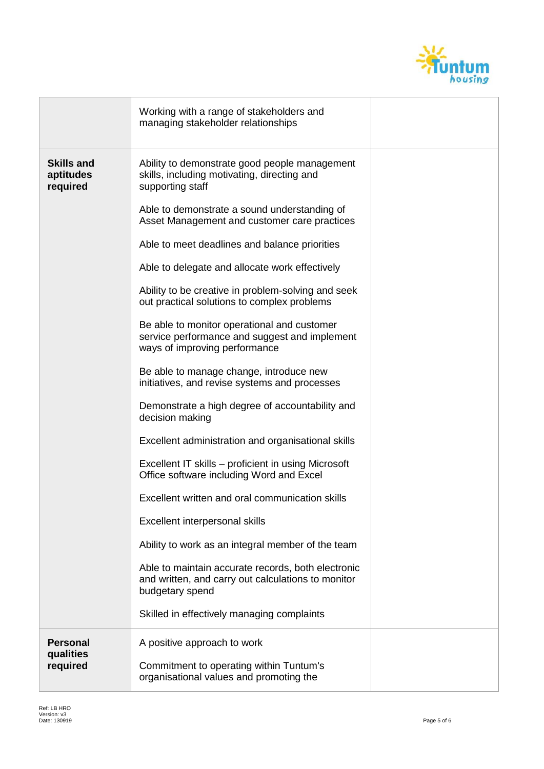| | | |
|---|---|---|
| | Working with a range of stakeholders and managing stakeholder relationships | |
| **Skills and aptitudes required** | Ability to demonstrate good people management skills, including motivating, directing and supporting staff<br><br>Able to demonstrate a sound understanding of Asset Management and customer care practices<br><br>Able to meet deadlines and balance priorities<br><br>Able to delegate and allocate work effectively<br><br>Ability to be creative in problem-solving and seek out practical solutions to complex problems<br><br>Be able to monitor operational and customer service performance and suggest and implement ways of improving performance<br><br>Be able to manage change, introduce new initiatives, and revise systems and processes<br><br>Demonstrate a high degree of accountability and decision making<br><br>Excellent administration and organisational skills<br><br>Excellent IT skills – proficient in using Microsoft Office software including Word and Excel<br><br>Excellent written and oral communication skills<br><br>Excellent interpersonal skills<br><br>Ability to work as an integral member of the team<br><br>Able to maintain accurate records, both electronic and written, and carry out calculations to monitor budgetary spend<br><br>Skilled in effectively managing complaints | |
| **Personal qualities required** | A positive approach to work<br><br>Commitment to operating within Tuntum's organisational values and promoting the | |

Ref: LB HRO
Version: v3
Date: 130919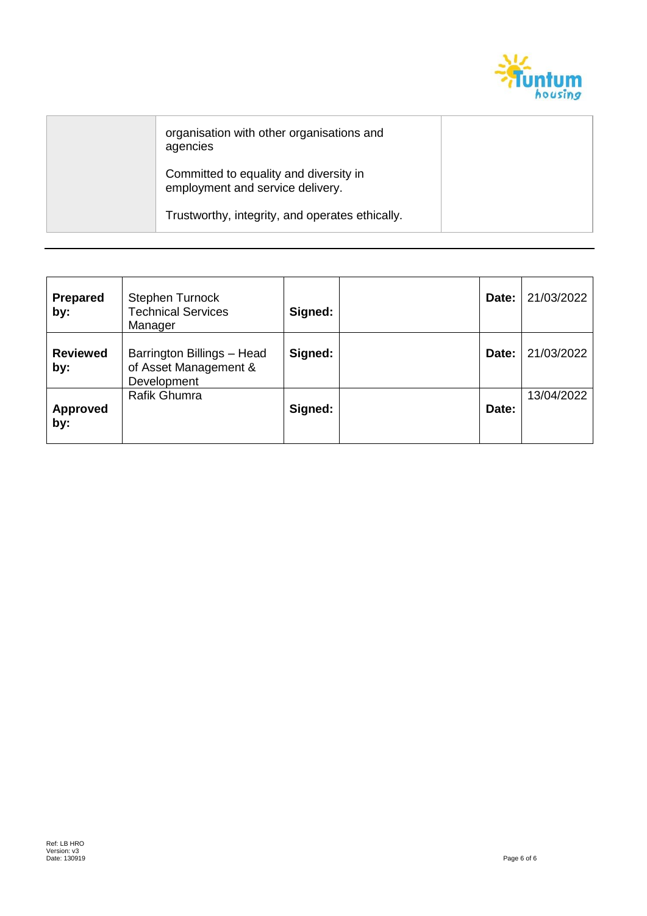| | | |
|---|---|---|
| | organisation with other organisations and agencies<br><br>Committed to equality and diversity in employment and service delivery.<br><br>Trustworthy, integrity, and operates ethically. | |

---

| | | | | | |
|---|---|---|---|---|---|
| **Prepared by:** | Stephen Turnock Technical Services Manager | **Signed:** | | **Date:** | 21/03/2022 |
| **Reviewed by:** | Barrington Billings – Head of Asset Management & Development | **Signed:** | | **Date:** | 21/03/2022 |
| **Approved by:** | Rafik Ghumra | **Signed:** | | **Date:** | 13/04/2022 |

Ref: LB HRO
Version: v3
Date: 130919